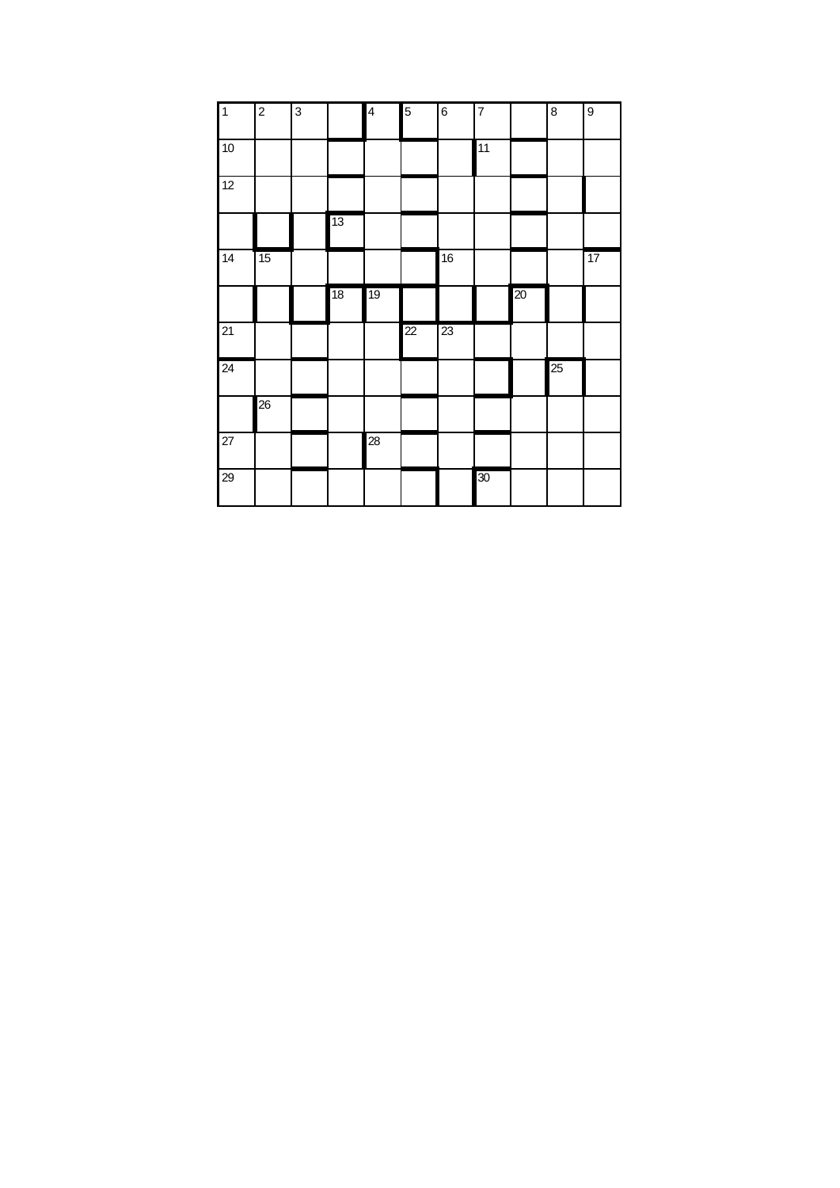| 1 | 2 | 3 |  | 4 | 5 | 6 | 7 |  | 8 | 9 |
|---|---|---|---|---|---|---|---|---|---|---|
| 10 |  |  |  |  |  |  | 11 |  |  |  |
| 12 |  |  |  |  |  |  |  |  |  |  |
|  |  |  | 13 |  |  |  |  |  |  |  |
| 14 | 15 |  |  |  |  | 16 |  |  |  | 17 |
|  |  |  | 18 | 19 |  |  |  | 20 |  |  |
| 21 |  |  |  |  | 22 | 23 |  |  |  |  |
| 24 |  |  |  |  |  |  |  |  | 25 |  |
|  | 26 |  |  |  |  |  |  |  |  |  |
| 27 |  |  |  | 28 |  |  |  |  |  |  |
| 29 |  |  |  |  |  |  | 30 |  |  |  |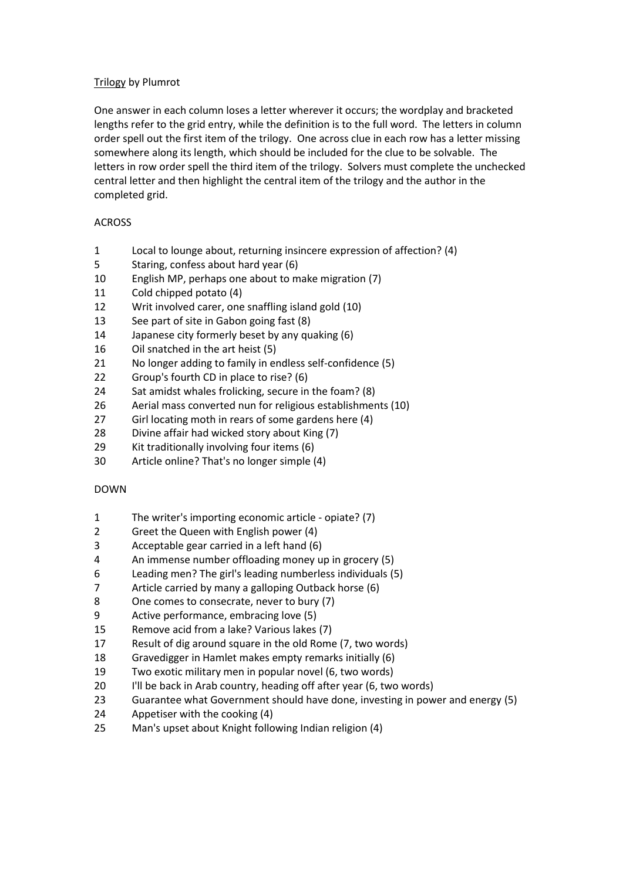Trilogy by Plumrot

One answer in each column loses a letter wherever it occurs; the wordplay and bracketed lengths refer to the grid entry, while the definition is to the full word. The letters in column order spell out the first item of the trilogy. One across clue in each row has a letter missing somewhere along its length, which should be included for the clue to be solvable. The letters in row order spell the third item of the trilogy. Solvers must complete the unchecked central letter and then highlight the central item of the trilogy and the author in the completed grid.

ACROSS

1 Local to lounge about, returning insincere expression of affection? (4)
5 Staring, confess about hard year (6)
10 English MP, perhaps one about to make migration (7)
11 Cold chipped potato (4)
12 Writ involved carer, one snaffling island gold (10)
13 See part of site in Gabon going fast (8)
14 Japanese city formerly beset by any quaking (6)
16 Oil snatched in the art heist (5)
21 No longer adding to family in endless self-confidence (5)
22 Group's fourth CD in place to rise? (6)
24 Sat amidst whales frolicking, secure in the foam? (8)
26 Aerial mass converted nun for religious establishments (10)
27 Girl locating moth in rears of some gardens here (4)
28 Divine affair had wicked story about King (7)
29 Kit traditionally involving four items (6)
30 Article online? That's no longer simple (4)

DOWN

1 The writer's importing economic article - opiate? (7)
2 Greet the Queen with English power (4)
3 Acceptable gear carried in a left hand (6)
4 An immense number offloading money up in grocery (5)
6 Leading men? The girl's leading numberless individuals (5)
7 Article carried by many a galloping Outback horse (6)
8 One comes to consecrate, never to bury (7)
9 Active performance, embracing love (5)
15 Remove acid from a lake? Various lakes (7)
17 Result of dig around square in the old Rome (7, two words)
18 Gravedigger in Hamlet makes empty remarks initially (6)
19 Two exotic military men in popular novel (6, two words)
20 I'll be back in Arab country, heading off after year (6, two words)
23 Guarantee what Government should have done, investing in power and energy (5)
24 Appetiser with the cooking (4)
25 Man's upset about Knight following Indian religion (4)